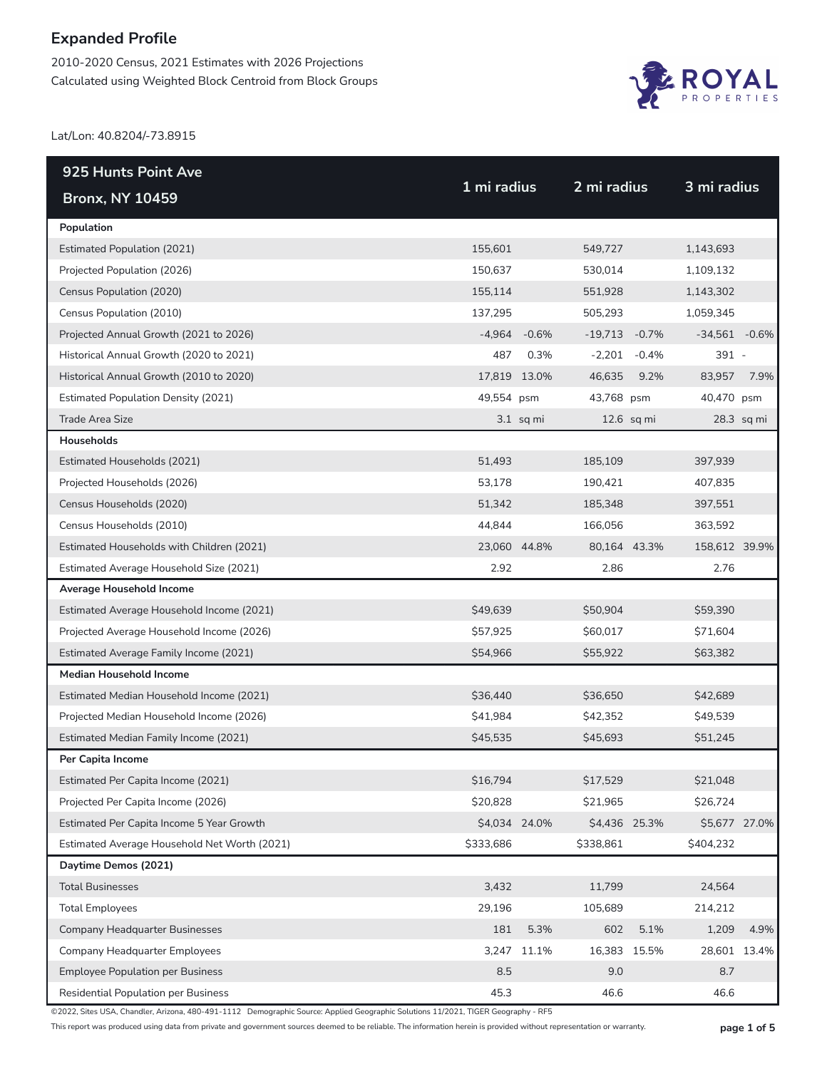# Expanded Profile

2010-2020 Census, 2021 Estimates with 2026 Projections
Calculated using Weighted Block Centroid from Block Groups

Lat/Lon: 40.8204/-73.8915

| 925 Hunts Point Ave<br>Bronx, NY 10459 | 1 mi radius | | 2 mi radius | | 3 mi radius | |
|---|---|---|---|---|---|---|
| **Population** | | | | | | |
| Estimated Population (2021) | 155,601 | | 549,727 | | 1,143,693 | |
| Projected Population (2026) | 150,637 | | 530,014 | | 1,109,132 | |
| Census Population (2020) | 155,114 | | 551,928 | | 1,143,302 | |
| Census Population (2010) | 137,295 | | 505,293 | | 1,059,345 | |
| Projected Annual Growth (2021 to 2026) | -4,964 | -0.6% | -19,713 | -0.7% | -34,561 | -0.6% |
| Historical Annual Growth (2020 to 2021) | 487 | 0.3% | -2,201 | -0.4% | 391 | - |
| Historical Annual Growth (2010 to 2020) | 17,819 | 13.0% | 46,635 | 9.2% | 83,957 | 7.9% |
| Estimated Population Density (2021) | 49,554 | psm | 43,768 | psm | 40,470 | psm |
| Trade Area Size | 3.1 | sq mi | 12.6 | sq mi | 28.3 | sq mi |
| **Households** | | | | | | |
| Estimated Households (2021) | 51,493 | | 185,109 | | 397,939 | |
| Projected Households (2026) | 53,178 | | 190,421 | | 407,835 | |
| Census Households (2020) | 51,342 | | 185,348 | | 397,551 | |
| Census Households (2010) | 44,844 | | 166,056 | | 363,592 | |
| Estimated Households with Children (2021) | 23,060 | 44.8% | 80,164 | 43.3% | 158,612 | 39.9% |
| Estimated Average Household Size (2021) | 2.92 | | 2.86 | | 2.76 | |
| **Average Household Income** | | | | | | |
| Estimated Average Household Income (2021) | $49,639 | | $50,904 | | $59,390 | |
| Projected Average Household Income (2026) | $57,925 | | $60,017 | | $71,604 | |
| Estimated Average Family Income (2021) | $54,966 | | $55,922 | | $63,382 | |
| **Median Household Income** | | | | | | |
| Estimated Median Household Income (2021) | $36,440 | | $36,650 | | $42,689 | |
| Projected Median Household Income (2026) | $41,984 | | $42,352 | | $49,539 | |
| Estimated Median Family Income (2021) | $45,535 | | $45,693 | | $51,245 | |
| **Per Capita Income** | | | | | | |
| Estimated Per Capita Income (2021) | $16,794 | | $17,529 | | $21,048 | |
| Projected Per Capita Income (2026) | $20,828 | | $21,965 | | $26,724 | |
| Estimated Per Capita Income 5 Year Growth | $4,034 | 24.0% | $4,436 | 25.3% | $5,677 | 27.0% |
| Estimated Average Household Net Worth (2021) | $333,686 | | $338,861 | | $404,232 | |
| **Daytime Demos (2021)** | | | | | | |
| Total Businesses | 3,432 | | 11,799 | | 24,564 | |
| Total Employees | 29,196 | | 105,689 | | 214,212 | |
| Company Headquarter Businesses | 181 | 5.3% | 602 | 5.1% | 1,209 | 4.9% |
| Company Headquarter Employees | 3,247 | 11.1% | 16,383 | 15.5% | 28,601 | 13.4% |
| Employee Population per Business | 8.5 | | 9.0 | | 8.7 | |
| Residential Population per Business | 45.3 | | 46.6 | | 46.6 | |

©2022, Sites USA, Chandler, Arizona, 480-491-1112 Demographic Source: Applied Geographic Solutions 11/2021, TIGER Geography - RF5

This report was produced using data from private and government sources deemed to be reliable. The information herein is provided without representation or warranty.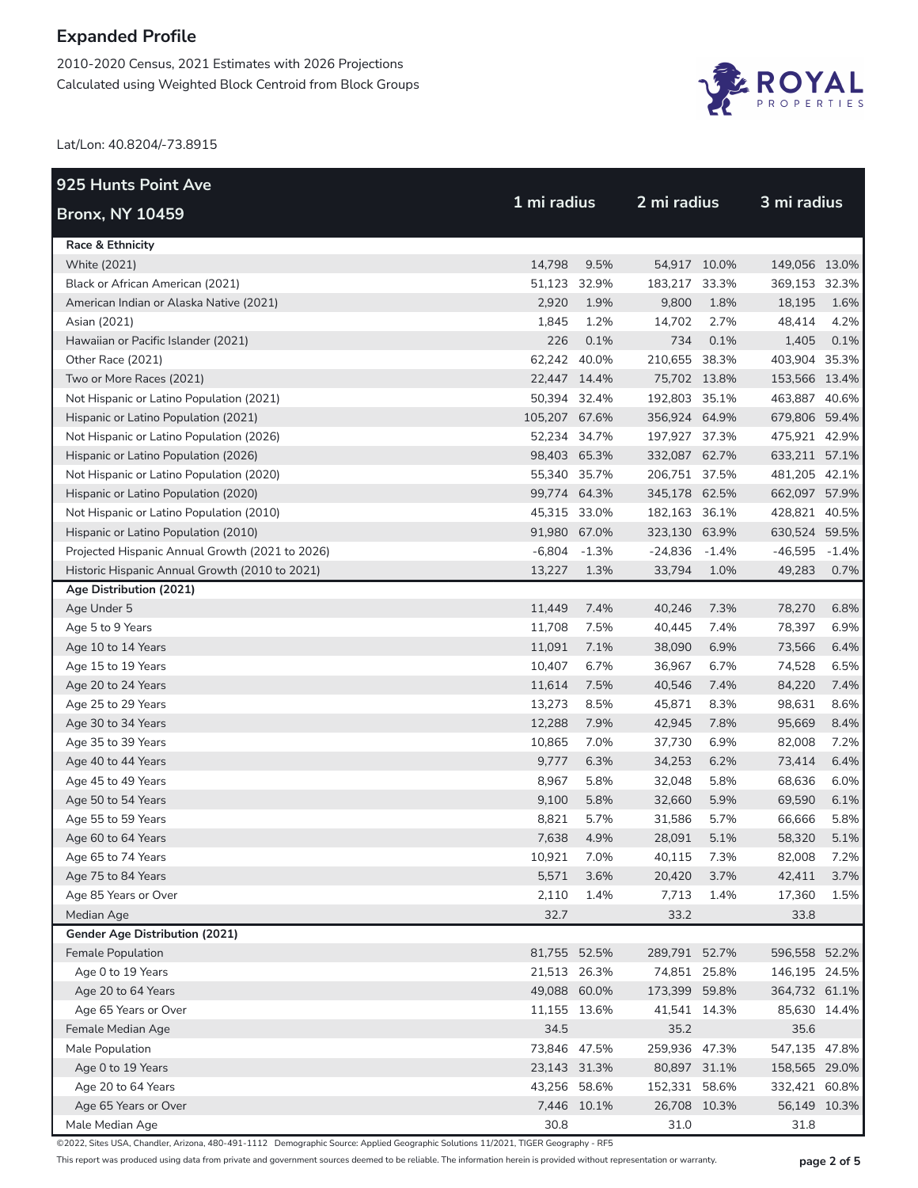# Expanded Profile

2010-2020 Census, 2021 Estimates with 2026 Projections
Calculated using Weighted Block Centroid from Block Groups

Lat/Lon: 40.8204/-73.8915

| 925 Hunts Point Ave Bronx, NY 10459 | 1 mi radius | | 2 mi radius | | 3 mi radius | |
|---|---|---|---|---|---|---|
| **Race & Ethnicity** | | | | | | |
| White (2021) | 14,798 | 9.5% | 54,917 | 10.0% | 149,056 | 13.0% |
| Black or African American (2021) | 51,123 | 32.9% | 183,217 | 33.3% | 369,153 | 32.3% |
| American Indian or Alaska Native (2021) | 2,920 | 1.9% | 9,800 | 1.8% | 18,195 | 1.6% |
| Asian (2021) | 1,845 | 1.2% | 14,702 | 2.7% | 48,414 | 4.2% |
| Hawaiian or Pacific Islander (2021) | 226 | 0.1% | 734 | 0.1% | 1,405 | 0.1% |
| Other Race (2021) | 62,242 | 40.0% | 210,655 | 38.3% | 403,904 | 35.3% |
| Two or More Races (2021) | 22,447 | 14.4% | 75,702 | 13.8% | 153,566 | 13.4% |
| Not Hispanic or Latino Population (2021) | 50,394 | 32.4% | 192,803 | 35.1% | 463,887 | 40.6% |
| Hispanic or Latino Population (2021) | 105,207 | 67.6% | 356,924 | 64.9% | 679,806 | 59.4% |
| Not Hispanic or Latino Population (2026) | 52,234 | 34.7% | 197,927 | 37.3% | 475,921 | 42.9% |
| Hispanic or Latino Population (2026) | 98,403 | 65.3% | 332,087 | 62.7% | 633,211 | 57.1% |
| Not Hispanic or Latino Population (2020) | 55,340 | 35.7% | 206,751 | 37.5% | 481,205 | 42.1% |
| Hispanic or Latino Population (2020) | 99,774 | 64.3% | 345,178 | 62.5% | 662,097 | 57.9% |
| Not Hispanic or Latino Population (2010) | 45,315 | 33.0% | 182,163 | 36.1% | 428,821 | 40.5% |
| Hispanic or Latino Population (2010) | 91,980 | 67.0% | 323,130 | 63.9% | 630,524 | 59.5% |
| Projected Hispanic Annual Growth (2021 to 2026) | -6,804 | -1.3% | -24,836 | -1.4% | -46,595 | -1.4% |
| Historic Hispanic Annual Growth (2010 to 2021) | 13,227 | 1.3% | 33,794 | 1.0% | 49,283 | 0.7% |
| **Age Distribution (2021)** | | | | | | |
| Age Under 5 | 11,449 | 7.4% | 40,246 | 7.3% | 78,270 | 6.8% |
| Age 5 to 9 Years | 11,708 | 7.5% | 40,445 | 7.4% | 78,397 | 6.9% |
| Age 10 to 14 Years | 11,091 | 7.1% | 38,090 | 6.9% | 73,566 | 6.4% |
| Age 15 to 19 Years | 10,407 | 6.7% | 36,967 | 6.7% | 74,528 | 6.5% |
| Age 20 to 24 Years | 11,614 | 7.5% | 40,546 | 7.4% | 84,220 | 7.4% |
| Age 25 to 29 Years | 13,273 | 8.5% | 45,871 | 8.3% | 98,631 | 8.6% |
| Age 30 to 34 Years | 12,288 | 7.9% | 42,945 | 7.8% | 95,669 | 8.4% |
| Age 35 to 39 Years | 10,865 | 7.0% | 37,730 | 6.9% | 82,008 | 7.2% |
| Age 40 to 44 Years | 9,777 | 6.3% | 34,253 | 6.2% | 73,414 | 6.4% |
| Age 45 to 49 Years | 8,967 | 5.8% | 32,048 | 5.8% | 68,636 | 6.0% |
| Age 50 to 54 Years | 9,100 | 5.8% | 32,660 | 5.9% | 69,590 | 6.1% |
| Age 55 to 59 Years | 8,821 | 5.7% | 31,586 | 5.7% | 66,666 | 5.8% |
| Age 60 to 64 Years | 7,638 | 4.9% | 28,091 | 5.1% | 58,320 | 5.1% |
| Age 65 to 74 Years | 10,921 | 7.0% | 40,115 | 7.3% | 82,008 | 7.2% |
| Age 75 to 84 Years | 5,571 | 3.6% | 20,420 | 3.7% | 42,411 | 3.7% |
| Age 85 Years or Over | 2,110 | 1.4% | 7,713 | 1.4% | 17,360 | 1.5% |
| Median Age | 32.7 | | 33.2 | | 33.8 | |
| **Gender Age Distribution (2021)** | | | | | | |
| Female Population | 81,755 | 52.5% | 289,791 | 52.7% | 596,558 | 52.2% |
| Age 0 to 19 Years | 21,513 | 26.3% | 74,851 | 25.8% | 146,195 | 24.5% |
| Age 20 to 64 Years | 49,088 | 60.0% | 173,399 | 59.8% | 364,732 | 61.1% |
| Age 65 Years or Over | 11,155 | 13.6% | 41,541 | 14.3% | 85,630 | 14.4% |
| Female Median Age | 34.5 | | 35.2 | | 35.6 | |
| Male Population | 73,846 | 47.5% | 259,936 | 47.3% | 547,135 | 47.8% |
| Age 0 to 19 Years | 23,143 | 31.3% | 80,897 | 31.1% | 158,565 | 29.0% |
| Age 20 to 64 Years | 43,256 | 58.6% | 152,331 | 58.6% | 332,421 | 60.8% |
| Age 65 Years or Over | 7,446 | 10.1% | 26,708 | 10.3% | 56,149 | 10.3% |
| Male Median Age | 30.8 | | 31.0 | | 31.8 | |

©2022, Sites USA, Chandler, Arizona, 480-491-1112 Demographic Source: Applied Geographic Solutions 11/2021, TIGER Geography - RF5

This report was produced using data from private and government sources deemed to be reliable. The information herein is provided without representation or warranty.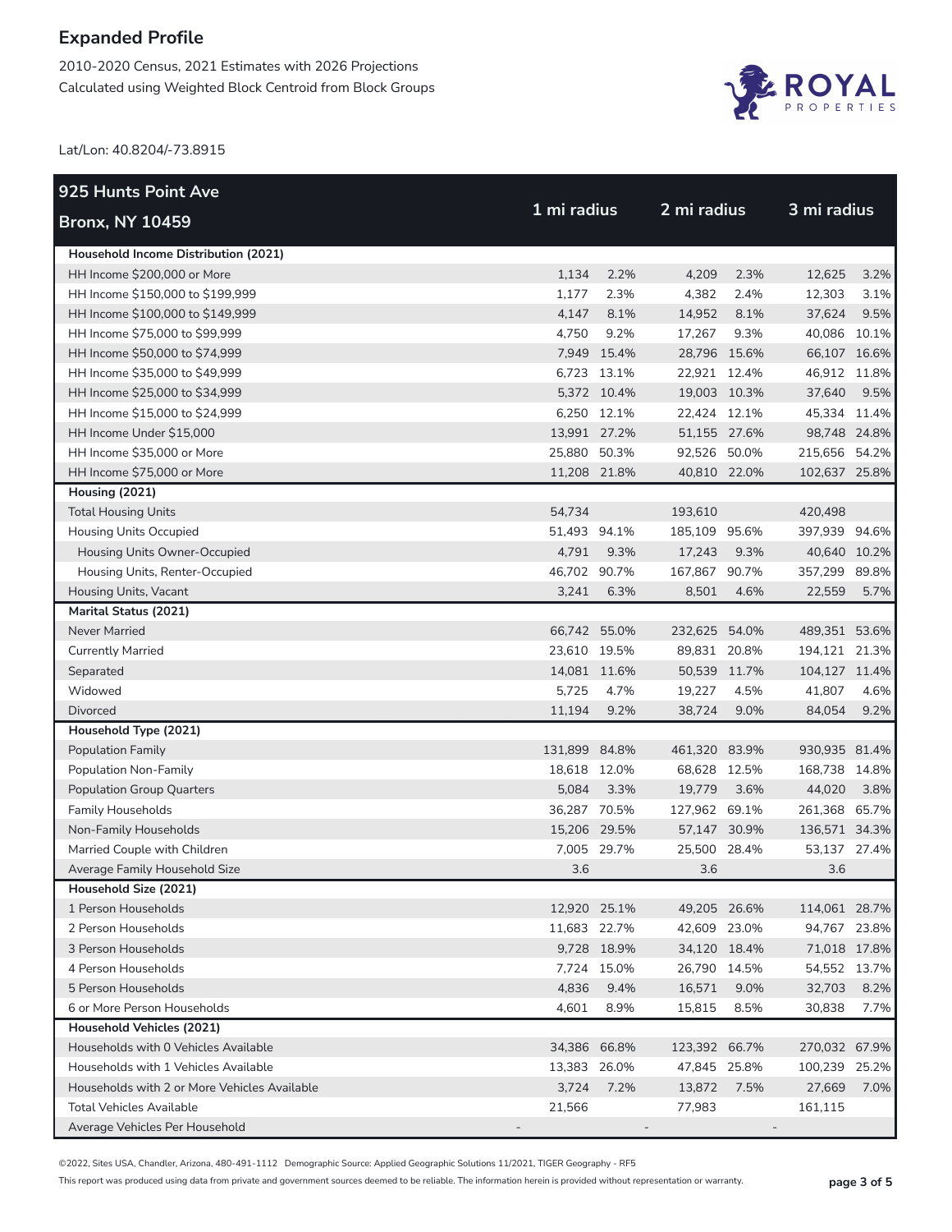# Expanded Profile

2010-2020 Census, 2021 Estimates with 2026 Projections
Calculated using Weighted Block Centroid from Block Groups

Lat/Lon: 40.8204/-73.8915

| 925 Hunts Point Ave<br>Bronx, NY 10459 | 1 mi radius | | 2 mi radius | | 3 mi radius | |
|---|---|---|---|---|---|---|
| **Household Income Distribution (2021)** | | | | | | |
| HH Income $200,000 or More | 1,134 | 2.2% | 4,209 | 2.3% | 12,625 | 3.2% |
| HH Income $150,000 to $199,999 | 1,177 | 2.3% | 4,382 | 2.4% | 12,303 | 3.1% |
| HH Income $100,000 to $149,999 | 4,147 | 8.1% | 14,952 | 8.1% | 37,624 | 9.5% |
| HH Income $75,000 to $99,999 | 4,750 | 9.2% | 17,267 | 9.3% | 40,086 | 10.1% |
| HH Income $50,000 to $74,999 | 7,949 | 15.4% | 28,796 | 15.6% | 66,107 | 16.6% |
| HH Income $35,000 to $49,999 | 6,723 | 13.1% | 22,921 | 12.4% | 46,912 | 11.8% |
| HH Income $25,000 to $34,999 | 5,372 | 10.4% | 19,003 | 10.3% | 37,640 | 9.5% |
| HH Income $15,000 to $24,999 | 6,250 | 12.1% | 22,424 | 12.1% | 45,334 | 11.4% |
| HH Income Under $15,000 | 13,991 | 27.2% | 51,155 | 27.6% | 98,748 | 24.8% |
| HH Income $35,000 or More | 25,880 | 50.3% | 92,526 | 50.0% | 215,656 | 54.2% |
| HH Income $75,000 or More | 11,208 | 21.8% | 40,810 | 22.0% | 102,637 | 25.8% |
| **Housing (2021)** | | | | | | |
| Total Housing Units | 54,734 | | 193,610 | | 420,498 | |
| Housing Units Occupied | 51,493 | 94.1% | 185,109 | 95.6% | 397,939 | 94.6% |
| Housing Units Owner-Occupied | 4,791 | 9.3% | 17,243 | 9.3% | 40,640 | 10.2% |
| Housing Units, Renter-Occupied | 46,702 | 90.7% | 167,867 | 90.7% | 357,299 | 89.8% |
| Housing Units, Vacant | 3,241 | 6.3% | 8,501 | 4.6% | 22,559 | 5.7% |
| **Marital Status (2021)** | | | | | | |
| Never Married | 66,742 | 55.0% | 232,625 | 54.0% | 489,351 | 53.6% |
| Currently Married | 23,610 | 19.5% | 89,831 | 20.8% | 194,121 | 21.3% |
| Separated | 14,081 | 11.6% | 50,539 | 11.7% | 104,127 | 11.4% |
| Widowed | 5,725 | 4.7% | 19,227 | 4.5% | 41,807 | 4.6% |
| Divorced | 11,194 | 9.2% | 38,724 | 9.0% | 84,054 | 9.2% |
| **Household Type (2021)** | | | | | | |
| Population Family | 131,899 | 84.8% | 461,320 | 83.9% | 930,935 | 81.4% |
| Population Non-Family | 18,618 | 12.0% | 68,628 | 12.5% | 168,738 | 14.8% |
| Population Group Quarters | 5,084 | 3.3% | 19,779 | 3.6% | 44,020 | 3.8% |
| Family Households | 36,287 | 70.5% | 127,962 | 69.1% | 261,368 | 65.7% |
| Non-Family Households | 15,206 | 29.5% | 57,147 | 30.9% | 136,571 | 34.3% |
| Married Couple with Children | 7,005 | 29.7% | 25,500 | 28.4% | 53,137 | 27.4% |
| Average Family Household Size | 3.6 | | 3.6 | | 3.6 | |
| **Household Size (2021)** | | | | | | |
| 1 Person Households | 12,920 | 25.1% | 49,205 | 26.6% | 114,061 | 28.7% |
| 2 Person Households | 11,683 | 22.7% | 42,609 | 23.0% | 94,767 | 23.8% |
| 3 Person Households | 9,728 | 18.9% | 34,120 | 18.4% | 71,018 | 17.8% |
| 4 Person Households | 7,724 | 15.0% | 26,790 | 14.5% | 54,552 | 13.7% |
| 5 Person Households | 4,836 | 9.4% | 16,571 | 9.0% | 32,703 | 8.2% |
| 6 or More Person Households | 4,601 | 8.9% | 15,815 | 8.5% | 30,838 | 7.7% |
| **Household Vehicles (2021)** | | | | | | |
| Households with 0 Vehicles Available | 34,386 | 66.8% | 123,392 | 66.7% | 270,032 | 67.9% |
| Households with 1 Vehicles Available | 13,383 | 26.0% | 47,845 | 25.8% | 100,239 | 25.2% |
| Households with 2 or More Vehicles Available | 3,724 | 7.2% | 13,872 | 7.5% | 27,669 | 7.0% |
| Total Vehicles Available | 21,566 | | 77,983 | | 161,115 | |
| Average Vehicles Per Household | - | | - | | - | |

©2022, Sites USA, Chandler, Arizona, 480-491-1112 Demographic Source: Applied Geographic Solutions 11/2021, TIGER Geography - RF5

This report was produced using data from private and government sources deemed to be reliable. The information herein is provided without representation or warranty.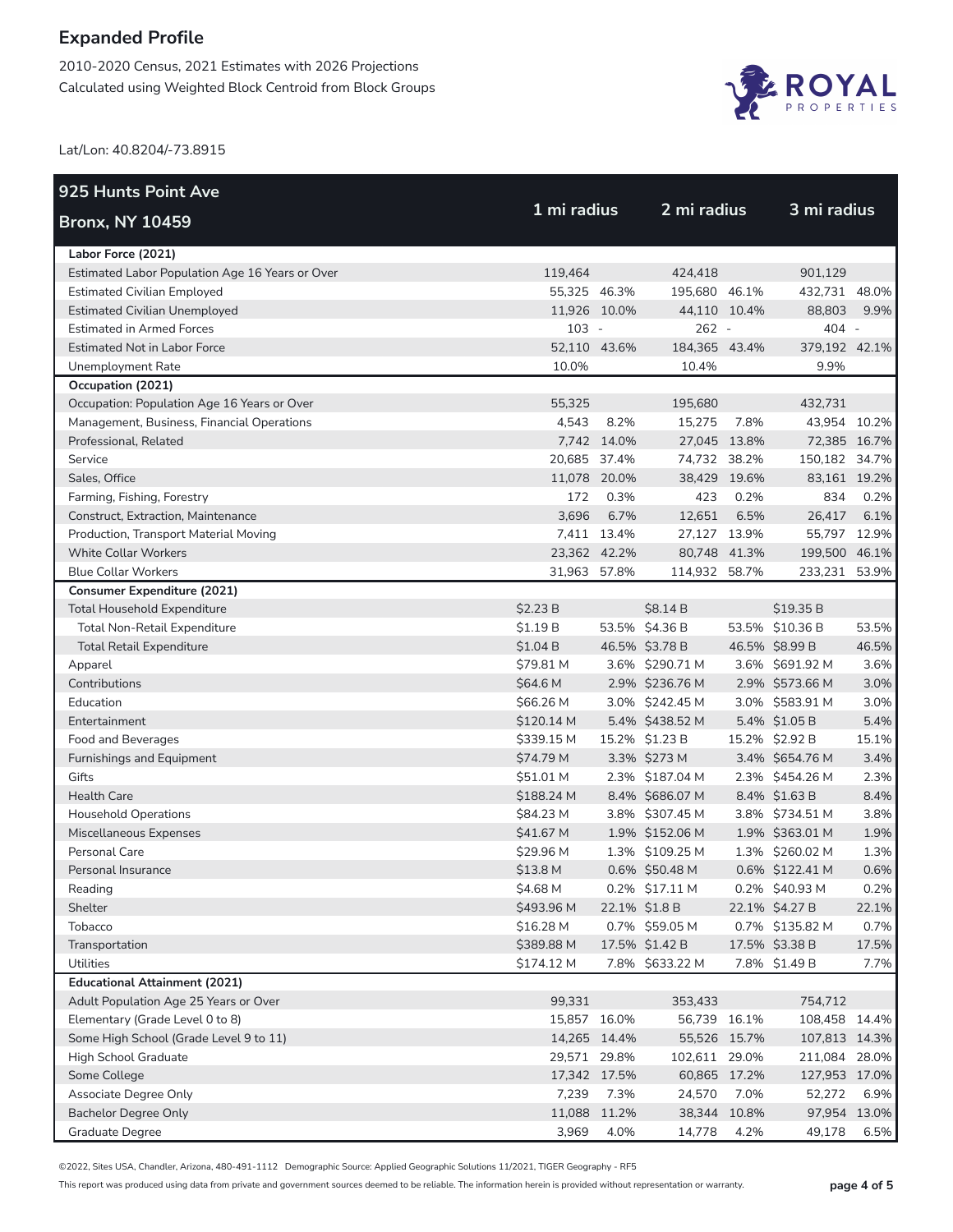## Expanded Profile

2010-2020 Census, 2021 Estimates with 2026 Projections
Calculated using Weighted Block Centroid from Block Groups

Lat/Lon: 40.8204/-73.8915

| 925 Hunts Point Ave<br>Bronx, NY 10459 | 1 mi radius | | 2 mi radius | | 3 mi radius | |
|---|---|---|---|---|---|---|
| **Labor Force (2021)** | | | | | | |
| Estimated Labor Population Age 16 Years or Over | 119,464 | | 424,418 | | 901,129 | |
| Estimated Civilian Employed | 55,325 | 46.3% | 195,680 | 46.1% | 432,731 | 48.0% |
| Estimated Civilian Unemployed | 11,926 | 10.0% | 44,110 | 10.4% | 88,803 | 9.9% |
| Estimated in Armed Forces | 103 | - | 262 | - | 404 | - |
| Estimated Not in Labor Force | 52,110 | 43.6% | 184,365 | 43.4% | 379,192 | 42.1% |
| Unemployment Rate | 10.0% | | 10.4% | | 9.9% | |
| **Occupation (2021)** | | | | | | |
| Occupation: Population Age 16 Years or Over | 55,325 | | 195,680 | | 432,731 | |
| Management, Business, Financial Operations | 4,543 | 8.2% | 15,275 | 7.8% | 43,954 | 10.2% |
| Professional, Related | 7,742 | 14.0% | 27,045 | 13.8% | 72,385 | 16.7% |
| Service | 20,685 | 37.4% | 74,732 | 38.2% | 150,182 | 34.7% |
| Sales, Office | 11,078 | 20.0% | 38,429 | 19.6% | 83,161 | 19.2% |
| Farming, Fishing, Forestry | 172 | 0.3% | 423 | 0.2% | 834 | 0.2% |
| Construct, Extraction, Maintenance | 3,696 | 6.7% | 12,651 | 6.5% | 26,417 | 6.1% |
| Production, Transport Material Moving | 7,411 | 13.4% | 27,127 | 13.9% | 55,797 | 12.9% |
| White Collar Workers | 23,362 | 42.2% | 80,748 | 41.3% | 199,500 | 46.1% |
| Blue Collar Workers | 31,963 | 57.8% | 114,932 | 58.7% | 233,231 | 53.9% |
| **Consumer Expenditure (2021)** | | | | | | |
| Total Household Expenditure | $2.23 B | | $8.14 B | | $19.35 B | |
| Total Non-Retail Expenditure | $1.19 B | 53.5% | $4.36 B | 53.5% | $10.36 B | 53.5% |
| Total Retail Expenditure | $1.04 B | 46.5% | $3.78 B | 46.5% | $8.99 B | 46.5% |
| Apparel | $79.81 M | 3.6% | $290.71 M | 3.6% | $691.92 M | 3.6% |
| Contributions | $64.6 M | 2.9% | $236.76 M | 2.9% | $573.66 M | 3.0% |
| Education | $66.26 M | 3.0% | $242.45 M | 3.0% | $583.91 M | 3.0% |
| Entertainment | $120.14 M | 5.4% | $438.52 M | 5.4% | $1.05 B | 5.4% |
| Food and Beverages | $339.15 M | 15.2% | $1.23 B | 15.2% | $2.92 B | 15.1% |
| Furnishings and Equipment | $74.79 M | 3.3% | $273 M | 3.4% | $654.76 M | 3.4% |
| Gifts | $51.01 M | 2.3% | $187.04 M | 2.3% | $454.26 M | 2.3% |
| Health Care | $188.24 M | 8.4% | $686.07 M | 8.4% | $1.63 B | 8.4% |
| Household Operations | $84.23 M | 3.8% | $307.45 M | 3.8% | $734.51 M | 3.8% |
| Miscellaneous Expenses | $41.67 M | 1.9% | $152.06 M | 1.9% | $363.01 M | 1.9% |
| Personal Care | $29.96 M | 1.3% | $109.25 M | 1.3% | $260.02 M | 1.3% |
| Personal Insurance | $13.8 M | 0.6% | $50.48 M | 0.6% | $122.41 M | 0.6% |
| Reading | $4.68 M | 0.2% | $17.11 M | 0.2% | $40.93 M | 0.2% |
| Shelter | $493.96 M | 22.1% | $1.8 B | 22.1% | $4.27 B | 22.1% |
| Tobacco | $16.28 M | 0.7% | $59.05 M | 0.7% | $135.82 M | 0.7% |
| Transportation | $389.88 M | 17.5% | $1.42 B | 17.5% | $3.38 B | 17.5% |
| Utilities | $174.12 M | 7.8% | $633.22 M | 7.8% | $1.49 B | 7.7% |
| **Educational Attainment (2021)** | | | | | | |
| Adult Population Age 25 Years or Over | 99,331 | | 353,433 | | 754,712 | |
| Elementary (Grade Level 0 to 8) | 15,857 | 16.0% | 56,739 | 16.1% | 108,458 | 14.4% |
| Some High School (Grade Level 9 to 11) | 14,265 | 14.4% | 55,526 | 15.7% | 107,813 | 14.3% |
| High School Graduate | 29,571 | 29.8% | 102,611 | 29.0% | 211,084 | 28.0% |
| Some College | 17,342 | 17.5% | 60,865 | 17.2% | 127,953 | 17.0% |
| Associate Degree Only | 7,239 | 7.3% | 24,570 | 7.0% | 52,272 | 6.9% |
| Bachelor Degree Only | 11,088 | 11.2% | 38,344 | 10.8% | 97,954 | 13.0% |
| Graduate Degree | 3,969 | 4.0% | 14,778 | 4.2% | 49,178 | 6.5% |

©2022, Sites USA, Chandler, Arizona, 480-491-1112 Demographic Source: Applied Geographic Solutions 11/2021, TIGER Geography - RF5

This report was produced using data from private and government sources deemed to be reliable. The information herein is provided without representation or warranty.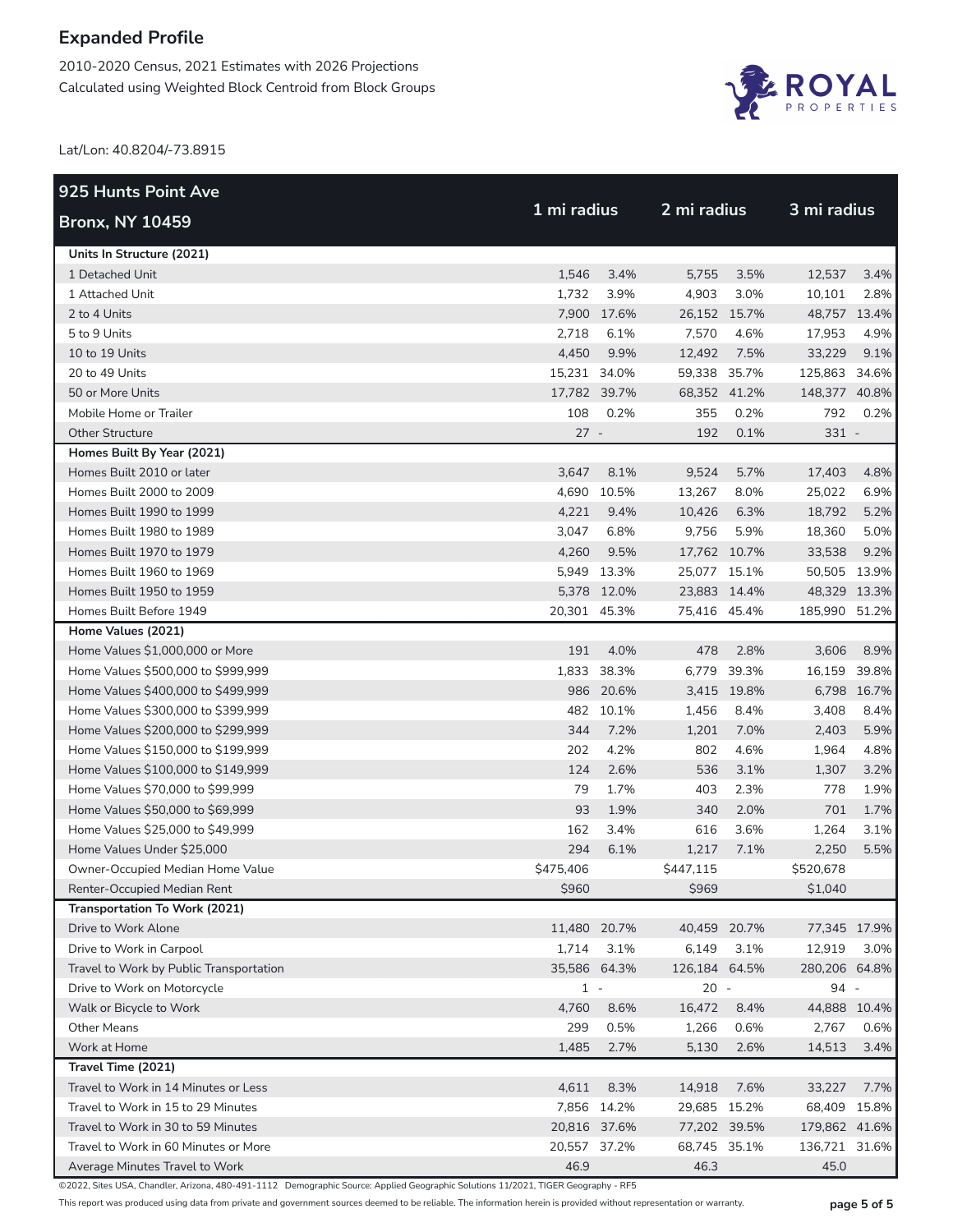# Expanded Profile

2010-2020 Census, 2021 Estimates with 2026 Projections
Calculated using Weighted Block Centroid from Block Groups

Lat/Lon: 40.8204/-73.8915

| 925 Hunts Point Ave Bronx, NY 10459 | 1 mi radius | | 2 mi radius | | 3 mi radius | |
|---|---|---|---|---|---|---|
| **Units In Structure (2021)** | | | | | | |
| 1 Detached Unit | 1,546 | 3.4% | 5,755 | 3.5% | 12,537 | 3.4% |
| 1 Attached Unit | 1,732 | 3.9% | 4,903 | 3.0% | 10,101 | 2.8% |
| 2 to 4 Units | 7,900 | 17.6% | 26,152 | 15.7% | 48,757 | 13.4% |
| 5 to 9 Units | 2,718 | 6.1% | 7,570 | 4.6% | 17,953 | 4.9% |
| 10 to 19 Units | 4,450 | 9.9% | 12,492 | 7.5% | 33,229 | 9.1% |
| 20 to 49 Units | 15,231 | 34.0% | 59,338 | 35.7% | 125,863 | 34.6% |
| 50 or More Units | 17,782 | 39.7% | 68,352 | 41.2% | 148,377 | 40.8% |
| Mobile Home or Trailer | 108 | 0.2% | 355 | 0.2% | 792 | 0.2% |
| Other Structure | 27 | - | 192 | 0.1% | 331 | - |
| **Homes Built By Year (2021)** | | | | | | |
| Homes Built 2010 or later | 3,647 | 8.1% | 9,524 | 5.7% | 17,403 | 4.8% |
| Homes Built 2000 to 2009 | 4,690 | 10.5% | 13,267 | 8.0% | 25,022 | 6.9% |
| Homes Built 1990 to 1999 | 4,221 | 9.4% | 10,426 | 6.3% | 18,792 | 5.2% |
| Homes Built 1980 to 1989 | 3,047 | 6.8% | 9,756 | 5.9% | 18,360 | 5.0% |
| Homes Built 1970 to 1979 | 4,260 | 9.5% | 17,762 | 10.7% | 33,538 | 9.2% |
| Homes Built 1960 to 1969 | 5,949 | 13.3% | 25,077 | 15.1% | 50,505 | 13.9% |
| Homes Built 1950 to 1959 | 5,378 | 12.0% | 23,883 | 14.4% | 48,329 | 13.3% |
| Homes Built Before 1949 | 20,301 | 45.3% | 75,416 | 45.4% | 185,990 | 51.2% |
| **Home Values (2021)** | | | | | | |
| Home Values $1,000,000 or More | 191 | 4.0% | 478 | 2.8% | 3,606 | 8.9% |
| Home Values $500,000 to $999,999 | 1,833 | 38.3% | 6,779 | 39.3% | 16,159 | 39.8% |
| Home Values $400,000 to $499,999 | 986 | 20.6% | 3,415 | 19.8% | 6,798 | 16.7% |
| Home Values $300,000 to $399,999 | 482 | 10.1% | 1,456 | 8.4% | 3,408 | 8.4% |
| Home Values $200,000 to $299,999 | 344 | 7.2% | 1,201 | 7.0% | 2,403 | 5.9% |
| Home Values $150,000 to $199,999 | 202 | 4.2% | 802 | 4.6% | 1,964 | 4.8% |
| Home Values $100,000 to $149,999 | 124 | 2.6% | 536 | 3.1% | 1,307 | 3.2% |
| Home Values $70,000 to $99,999 | 79 | 1.7% | 403 | 2.3% | 778 | 1.9% |
| Home Values $50,000 to $69,999 | 93 | 1.9% | 340 | 2.0% | 701 | 1.7% |
| Home Values $25,000 to $49,999 | 162 | 3.4% | 616 | 3.6% | 1,264 | 3.1% |
| Home Values Under $25,000 | 294 | 6.1% | 1,217 | 7.1% | 2,250 | 5.5% |
| Owner-Occupied Median Home Value | $475,406 | | $447,115 | | $520,678 | |
| Renter-Occupied Median Rent | $960 | | $969 | | $1,040 | |
| **Transportation To Work (2021)** | | | | | | |
| Drive to Work Alone | 11,480 | 20.7% | 40,459 | 20.7% | 77,345 | 17.9% |
| Drive to Work in Carpool | 1,714 | 3.1% | 6,149 | 3.1% | 12,919 | 3.0% |
| Travel to Work by Public Transportation | 35,586 | 64.3% | 126,184 | 64.5% | 280,206 | 64.8% |
| Drive to Work on Motorcycle | 1 | - | 20 | - | 94 | - |
| Walk or Bicycle to Work | 4,760 | 8.6% | 16,472 | 8.4% | 44,888 | 10.4% |
| Other Means | 299 | 0.5% | 1,266 | 0.6% | 2,767 | 0.6% |
| Work at Home | 1,485 | 2.7% | 5,130 | 2.6% | 14,513 | 3.4% |
| **Travel Time (2021)** | | | | | | |
| Travel to Work in 14 Minutes or Less | 4,611 | 8.3% | 14,918 | 7.6% | 33,227 | 7.7% |
| Travel to Work in 15 to 29 Minutes | 7,856 | 14.2% | 29,685 | 15.2% | 68,409 | 15.8% |
| Travel to Work in 30 to 59 Minutes | 20,816 | 37.6% | 77,202 | 39.5% | 179,862 | 41.6% |
| Travel to Work in 60 Minutes or More | 20,557 | 37.2% | 68,745 | 35.1% | 136,721 | 31.6% |
| Average Minutes Travel to Work | 46.9 | | 46.3 | | 45.0 | |

©2022, Sites USA, Chandler, Arizona, 480-491-1112 Demographic Source: Applied Geographic Solutions 11/2021, TIGER Geography - RF5

This report was produced using data from private and government sources deemed to be reliable. The information herein is provided without representation or warranty.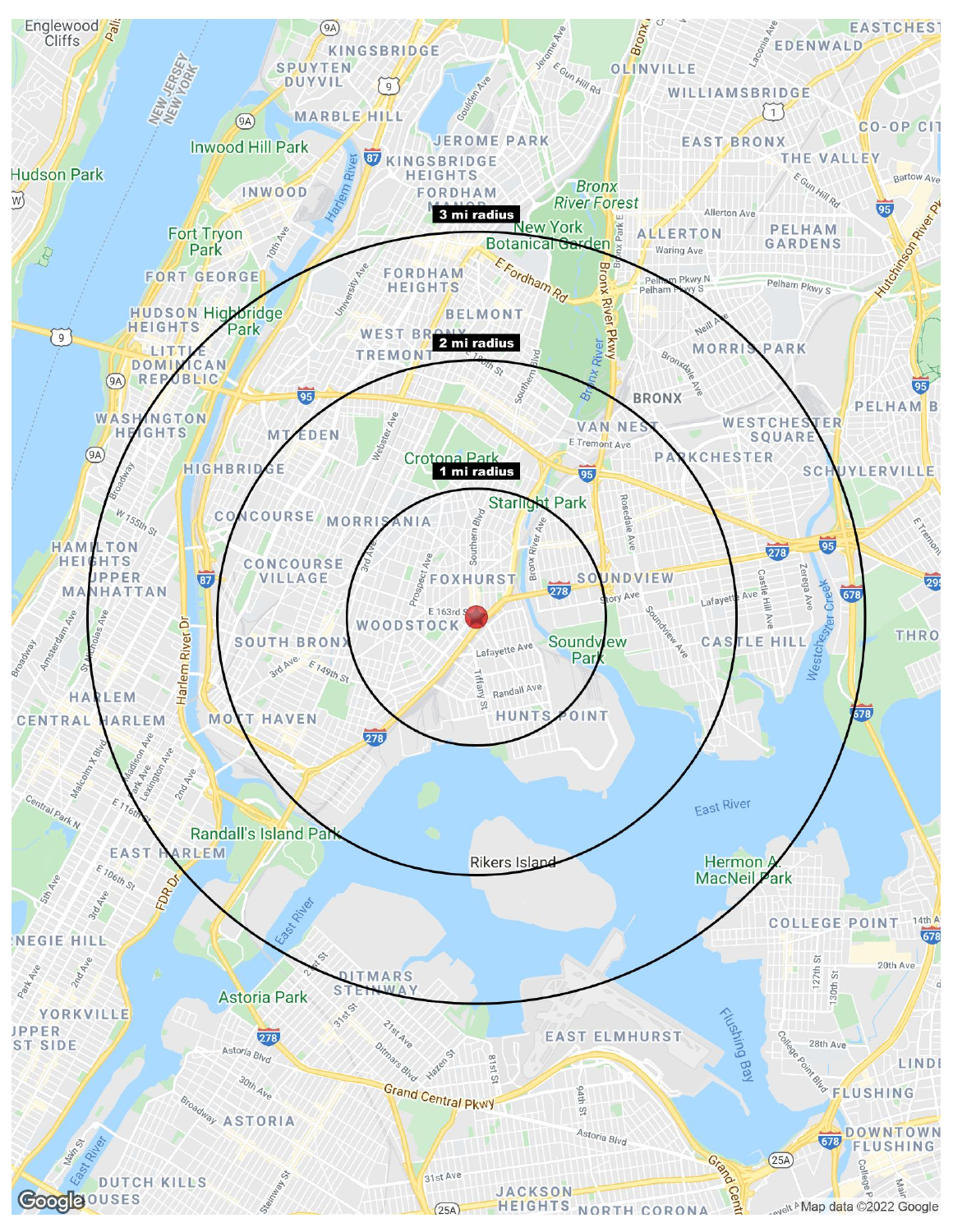3 mi radius

2 mi radius

1 mi radius

Map data ©2022 Google